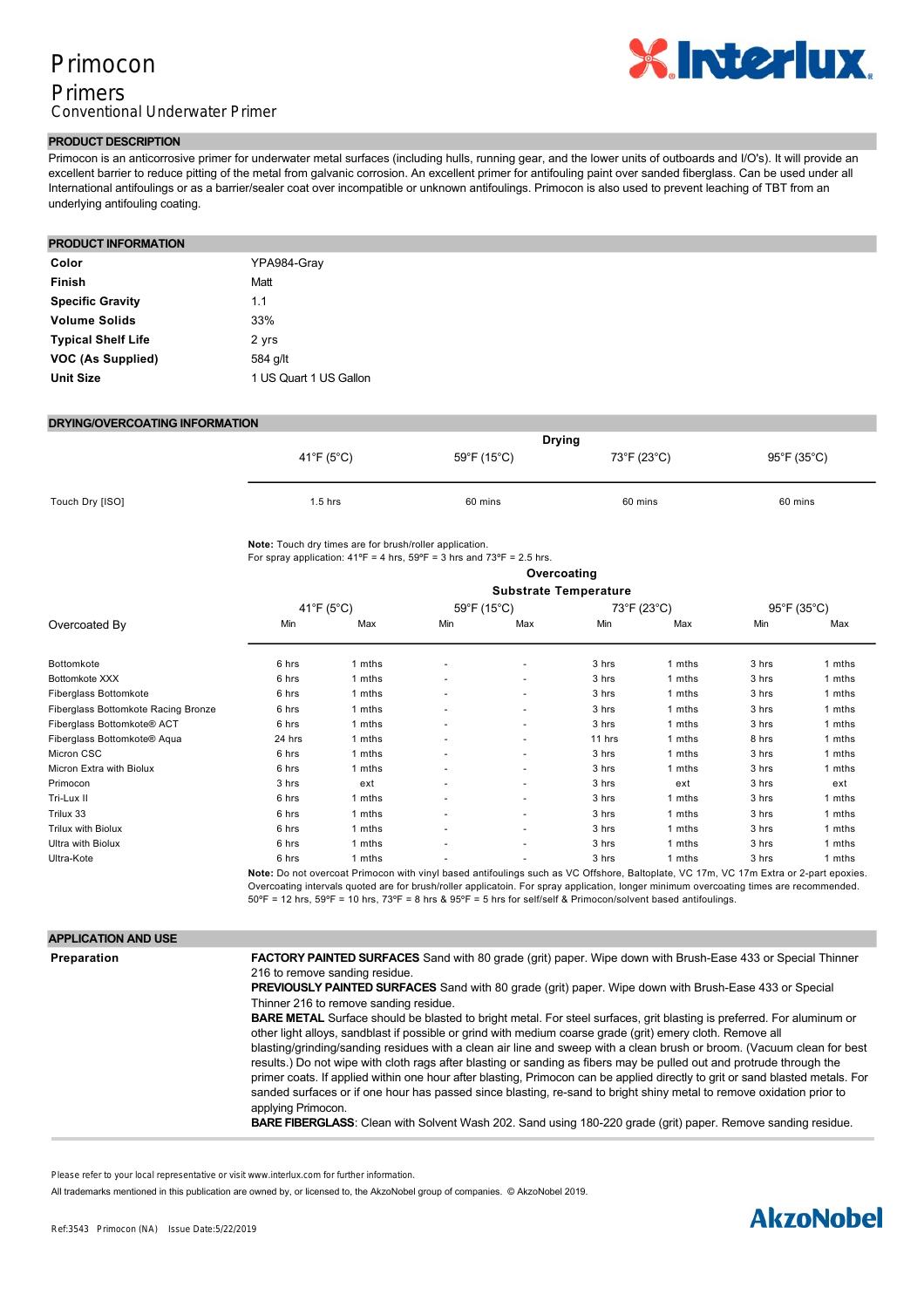# Primocon

## Primers

Conventional Underwater Primer

## PRODUCT DESCRIPTION

Primocon is an anticorrosive primer for underwater metal surfaces (including hulls, running gear, and the lower units of outboards and I/O's). It will provide an excellent barrier to reduce pitting of the metal from galvanic corrosion. An excellent primer for antifouling paint over sanded fiberglass. Can be used under all International antifoulings or as a barrier/sealer coat over incompatible or unknown antifoulings. Primocon is also used to prevent leaching of TBT from an underlying antifouling coating.

## PRODUCT INFORMATION

| | |
|---|---|
| **Color** | YPA984-Gray |
| **Finish** | Matt |
| **Specific Gravity** | 1.1 |
| **Volume Solids** | 33% |
| **Typical Shelf Life** | 2 yrs |
| **VOC (As Supplied)** | 584 g/lt |
| **Unit Size** | 1 US Quart 1 US Gallon |

## DRYING/OVERCOATING INFORMATION

| | Drying | | | |
|---|---|---|---|---|
| | 41°F (5°C) | 59°F (15°C) | 73°F (23°C) | 95°F (35°C) |
| Touch Dry [ISO] | 1.5 hrs | 60 mins | 60 mins | 60 mins |

**Note:** Touch dry times are for brush/roller application.
For spray application: 41ºF = 4 hrs, 59ºF = 3 hrs and 73ºF = 2.5 hrs.

| | Overcoating Substrate Temperature | | | | | | | |
|---|---|---|---|---|---|---|---|---|
| | 41°F (5°C) | | 59°F (15°C) | | 73°F (23°C) | | 95°F (35°C) | |
| Overcoated By | Min | Max | Min | Max | Min | Max | Min | Max |
| Bottomkote | 6 hrs | 1 mths | - | - | 3 hrs | 1 mths | 3 hrs | 1 mths |
| Bottomkote XXX | 6 hrs | 1 mths | - | - | 3 hrs | 1 mths | 3 hrs | 1 mths |
| Fiberglass Bottomkote | 6 hrs | 1 mths | - | - | 3 hrs | 1 mths | 3 hrs | 1 mths |
| Fiberglass Bottomkote Racing Bronze | 6 hrs | 1 mths | - | - | 3 hrs | 1 mths | 3 hrs | 1 mths |
| Fiberglass Bottomkote® ACT | 6 hrs | 1 mths | - | - | 3 hrs | 1 mths | 3 hrs | 1 mths |
| Fiberglass Bottomkote® Aqua | 24 hrs | 1 mths | - | - | 11 hrs | 1 mths | 8 hrs | 1 mths |
| Micron CSC | 6 hrs | 1 mths | - | - | 3 hrs | 1 mths | 3 hrs | 1 mths |
| Micron Extra with Biolux | 6 hrs | 1 mths | - | - | 3 hrs | 1 mths | 3 hrs | 1 mths |
| Primocon | 3 hrs | ext | - | - | 3 hrs | ext | 3 hrs | ext |
| Tri-Lux II | 6 hrs | 1 mths | - | - | 3 hrs | 1 mths | 3 hrs | 1 mths |
| Trilux 33 | 6 hrs | 1 mths | - | - | 3 hrs | 1 mths | 3 hrs | 1 mths |
| Trilux with Biolux | 6 hrs | 1 mths | - | - | 3 hrs | 1 mths | 3 hrs | 1 mths |
| Ultra with Biolux | 6 hrs | 1 mths | - | - | 3 hrs | 1 mths | 3 hrs | 1 mths |
| Ultra-Kote | 6 hrs | 1 mths | - | - | 3 hrs | 1 mths | 3 hrs | 1 mths |

**Note:** Do not overcoat Primocon with vinyl based antifoulings such as VC Offshore, Baltoplate, VC 17m, VC 17m Extra or 2-part epoxies. Overcoating intervals quoted are for brush/roller applicatoin. For spray application, longer minimum overcoating times are recommended. 50ºF = 12 hrs, 59ºF = 10 hrs, 73ºF = 8 hrs & 95ºF = 5 hrs for self/self & Primocon/solvent based antifoulings.

## APPLICATION AND USE

**Preparation**

**FACTORY PAINTED SURFACES** Sand with 80 grade (grit) paper. Wipe down with Brush-Ease 433 or Special Thinner 216 to remove sanding residue.

**PREVIOUSLY PAINTED SURFACES** Sand with 80 grade (grit) paper. Wipe down with Brush-Ease 433 or Special Thinner 216 to remove sanding residue.

**BARE METAL** Surface should be blasted to bright metal. For steel surfaces, grit blasting is preferred. For aluminum or other light alloys, sandblast if possible or grind with medium coarse grade (grit) emery cloth. Remove all blasting/grinding/sanding residues with a clean air line and sweep with a clean brush or broom. (Vacuum clean for best results.) Do not wipe with cloth rags after blasting or sanding as fibers may be pulled out and protrude through the primer coats. If applied within one hour after blasting, Primocon can be applied directly to grit or sand blasted metals. For sanded surfaces or if one hour has passed since blasting, re-sand to bright shiny metal to remove oxidation prior to applying Primocon.

**BARE FIBERGLASS**: Clean with Solvent Wash 202. Sand using 180-220 grade (grit) paper. Remove sanding residue.

Please refer to your local representative or visit www.interlux.com for further information.

All trademarks mentioned in this publication are owned by, or licensed to, the AkzoNobel group of companies. © AkzoNobel 2019.

Ref:3543 Primocon (NA) Issue Date:5/22/2019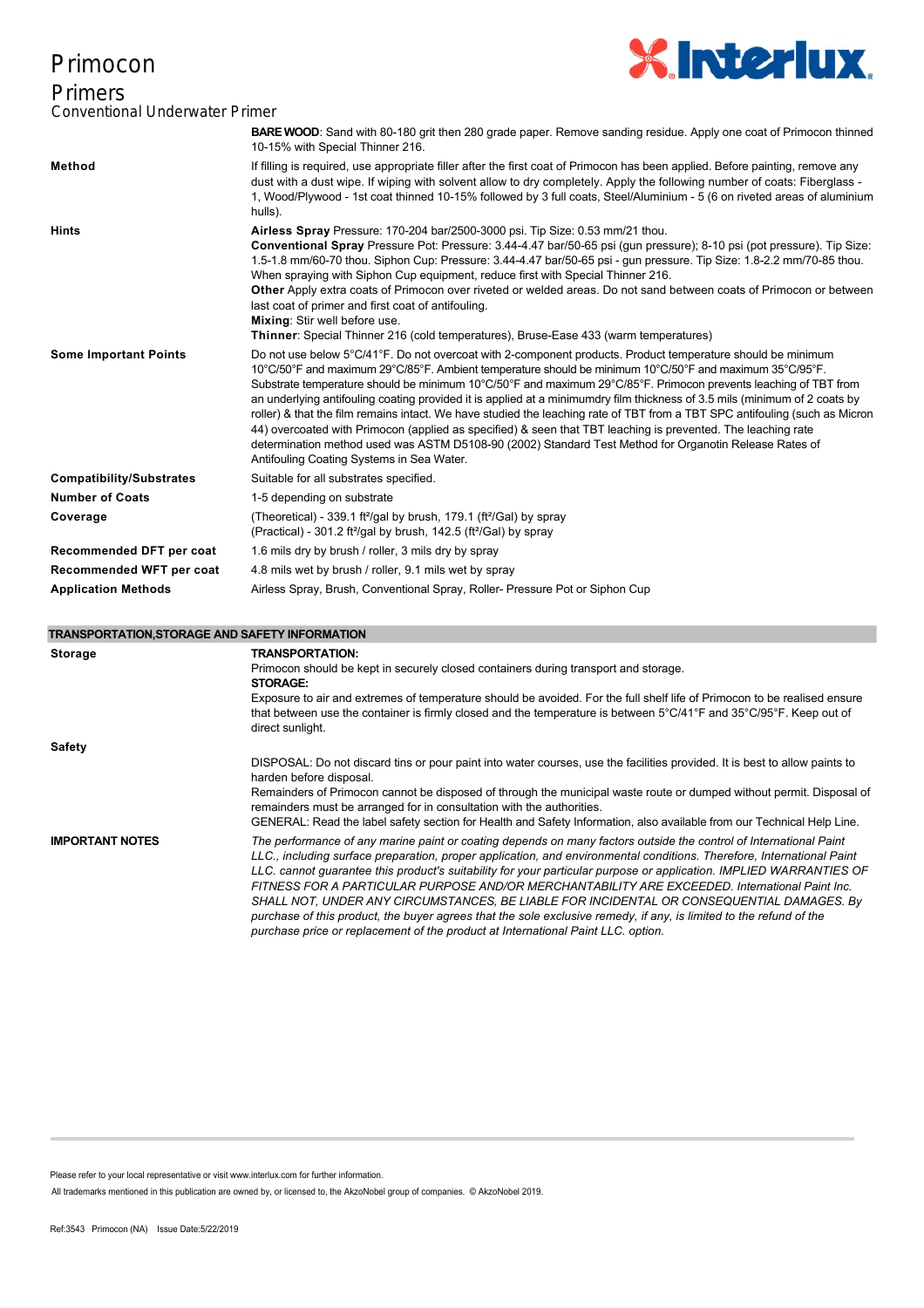# Primocon

## Primers

Conventional Underwater Primer

| | |
|---|---|
| | **BARE WOOD**: Sand with 80-180 grit then 280 grade paper. Remove sanding residue. Apply one coat of Primocon thinned 10-15% with Special Thinner 216. |
| **Method** | If filling is required, use appropriate filler after the first coat of Primocon has been applied. Before painting, remove any dust with a dust wipe. If wiping with solvent allow to dry completely. Apply the following number of coats: Fiberglass - 1, Wood/Plywood - 1st coat thinned 10-15% followed by 3 full coats, Steel/Aluminium - 5 (6 on riveted areas of aluminium hulls). |
| **Hints** | **Airless Spray** Pressure: 170-204 bar/2500-3000 psi. Tip Size: 0.53 mm/21 thou.<br>**Conventional Spray** Pressure Pot: Pressure: 3.44-4.47 bar/50-65 psi (gun pressure); 8-10 psi (pot pressure). Tip Size: 1.5-1.8 mm/60-70 thou. Siphon Cup: Pressure: 3.44-4.47 bar/50-65 psi - gun pressure. Tip Size: 1.8-2.2 mm/70-85 thou. When spraying with Siphon Cup equipment, reduce first with Special Thinner 216.<br>**Other** Apply extra coats of Primocon over riveted or welded areas. Do not sand between coats of Primocon or between last coat of primer and first coat of antifouling.<br>**Mixing**: Stir well before use.<br>**Thinner**: Special Thinner 216 (cold temperatures), Bruse-Ease 433 (warm temperatures) |
| **Some Important Points** | Do not use below 5°C/41°F. Do not overcoat with 2-component products. Product temperature should be minimum 10°C/50°F and maximum 29°C/85°F. Ambient temperature should be minimum 10°C/50°F and maximum 35°C/95°F. Substrate temperature should be minimum 10°C/50°F and maximum 29°C/85°F. Primocon prevents leaching of TBT from an underlying antifouling coating provided it is applied at a minimumdry film thickness of 3.5 mils (minimum of 2 coats by roller) & that the film remains intact. We have studied the leaching rate of TBT from a TBT SPC antifouling (such as Micron 44) overcoated with Primocon (applied as specified) & seen that TBT leaching is prevented. The leaching rate determination method used was ASTM D5108-90 (2002) Standard Test Method for Organotin Release Rates of Antifouling Coating Systems in Sea Water. |
| **Compatibility/Substrates** | Suitable for all substrates specified. |
| **Number of Coats** | 1-5 depending on substrate |
| **Coverage** | (Theoretical) - 339.1 ft²/gal by brush, 179.1 (ft²/Gal) by spray<br>(Practical) - 301.2 ft²/gal by brush, 142.5 (ft²/Gal) by spray |
| **Recommended DFT per coat** | 1.6 mils dry by brush / roller, 3 mils dry by spray |
| **Recommended WFT per coat** | 4.8 mils wet by brush / roller, 9.1 mils wet by spray |
| **Application Methods** | Airless Spray, Brush, Conventional Spray, Roller- Pressure Pot or Siphon Cup |

## TRANSPORTATION,STORAGE AND SAFETY INFORMATION

| | |
|---|---|
| **Storage** | **TRANSPORTATION:**<br>Primocon should be kept in securely closed containers during transport and storage.<br>**STORAGE:**<br>Exposure to air and extremes of temperature should be avoided. For the full shelf life of Primocon to be realised ensure that between use the container is firmly closed and the temperature is between 5°C/41°F and 35°C/95°F. Keep out of direct sunlight. |
| **Safety** | DISPOSAL: Do not discard tins or pour paint into water courses, use the facilities provided. It is best to allow paints to harden before disposal.<br>Remainders of Primocon cannot be disposed of through the municipal waste route or dumped without permit. Disposal of remainders must be arranged for in consultation with the authorities.<br>GENERAL: Read the label safety section for Health and Safety Information, also available from our Technical Help Line. |
| **IMPORTANT NOTES** | *The performance of any marine paint or coating depends on many factors outside the control of International Paint LLC., including surface preparation, proper application, and environmental conditions. Therefore, International Paint LLC. cannot guarantee this product's suitability for your particular purpose or application. IMPLIED WARRANTIES OF FITNESS FOR A PARTICULAR PURPOSE AND/OR MERCHANTABILITY ARE EXCEEDED. International Paint Inc. SHALL NOT, UNDER ANY CIRCUMSTANCES, BE LIABLE FOR INCIDENTAL OR CONSEQUENTIAL DAMAGES. By purchase of this product, the buyer agrees that the sole exclusive remedy, if any, is limited to the refund of the purchase price or replacement of the product at International Paint LLC. option.* |

Please refer to your local representative or visit www.interlux.com for further information.

All trademarks mentioned in this publication are owned by, or licensed to, the AkzoNobel group of companies. © AkzoNobel 2019.

Ref:3543 Primocon (NA) Issue Date:5/22/2019